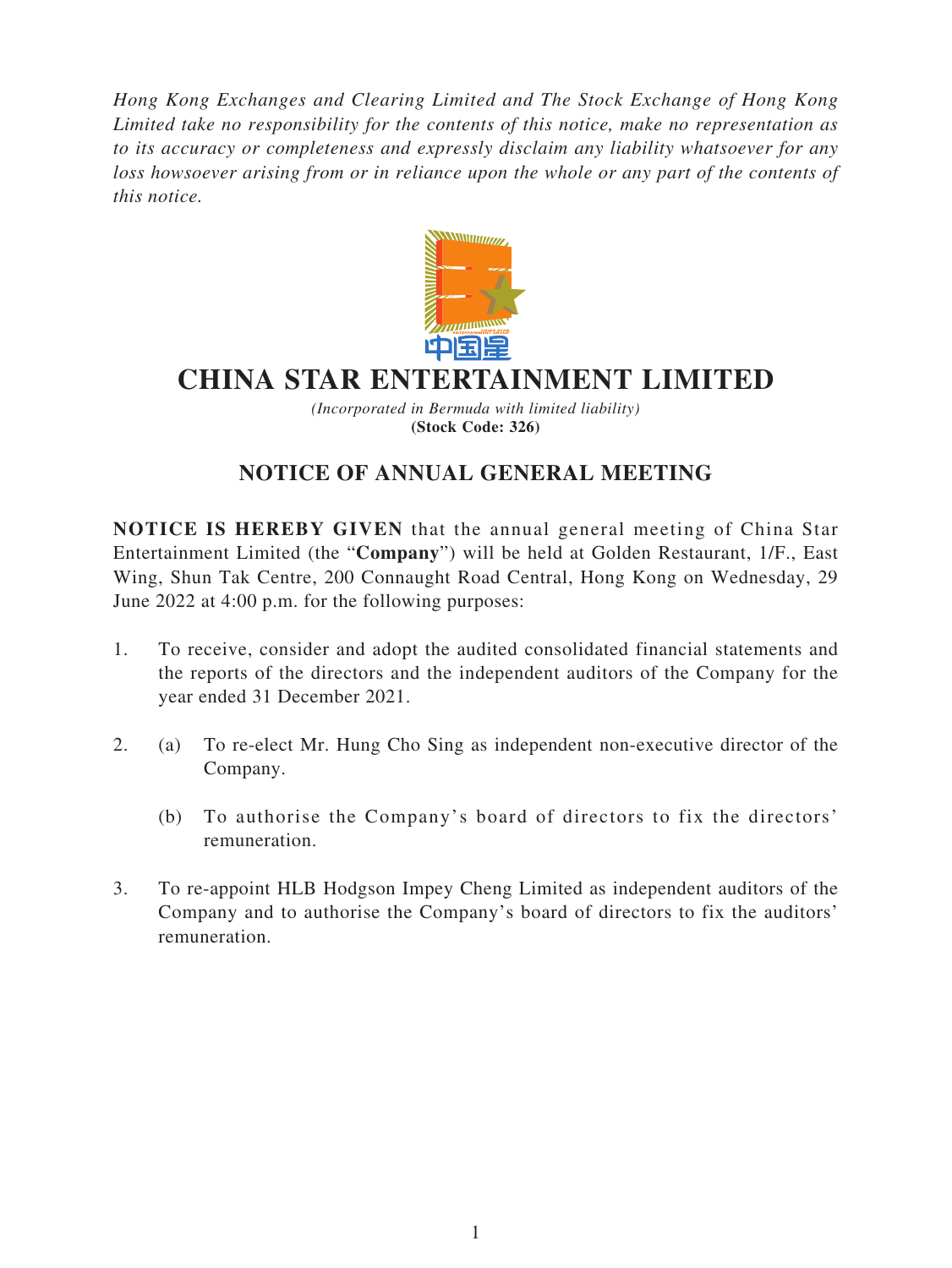*Hong Kong Exchanges and Clearing Limited and The Stock Exchange of Hong Kong Limited take no responsibility for the contents of this notice, make no representation as to its accuracy or completeness and expressly disclaim any liability whatsoever for any loss howsoever arising from or in reliance upon the whole or any part of the contents of this notice.*

# CHINA STAR ENTERTAINMENT LIMITED

*(Incorporated in Bermuda with limited liability)*
**(Stock Code: 326)**

## NOTICE OF ANNUAL GENERAL MEETING

**NOTICE IS HEREBY GIVEN** that the annual general meeting of China Star Entertainment Limited (the "**Company**") will be held at Golden Restaurant, 1/F., East Wing, Shun Tak Centre, 200 Connaught Road Central, Hong Kong on Wednesday, 29 June 2022 at 4:00 p.m. for the following purposes:

1. To receive, consider and adopt the audited consolidated financial statements and the reports of the directors and the independent auditors of the Company for the year ended 31 December 2021.

2. (a) To re-elect Mr. Hung Cho Sing as independent non-executive director of the Company.

   (b) To authorise the Company's board of directors to fix the directors' remuneration.

3. To re-appoint HLB Hodgson Impey Cheng Limited as independent auditors of the Company and to authorise the Company's board of directors to fix the auditors' remuneration.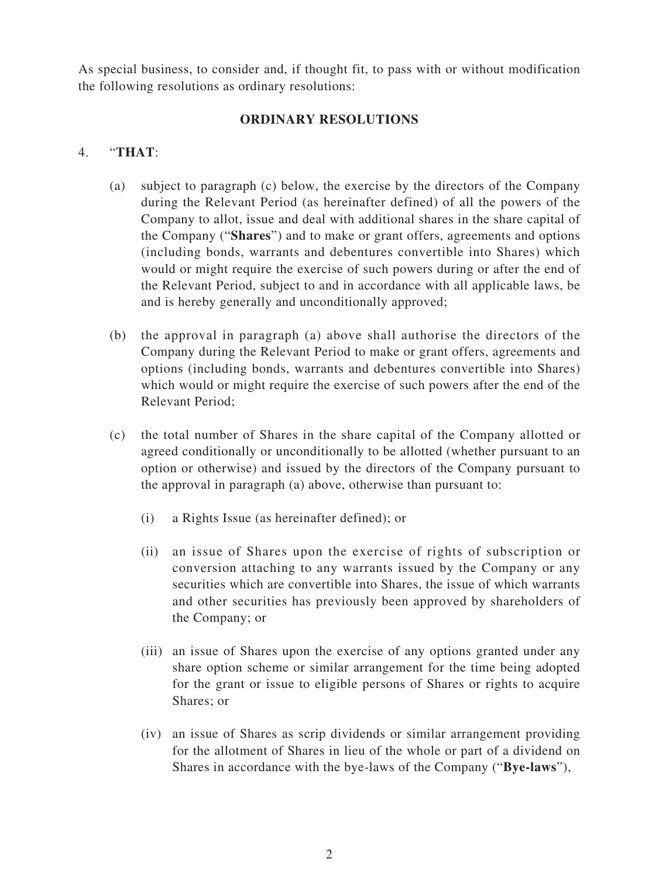As special business, to consider and, if thought fit, to pass with or without modification the following resolutions as ordinary resolutions:

## ORDINARY RESOLUTIONS

4. "**THAT**:

   (a) subject to paragraph (c) below, the exercise by the directors of the Company during the Relevant Period (as hereinafter defined) of all the powers of the Company to allot, issue and deal with additional shares in the share capital of the Company ("**Shares**") and to make or grant offers, agreements and options (including bonds, warrants and debentures convertible into Shares) which would or might require the exercise of such powers during or after the end of the Relevant Period, subject to and in accordance with all applicable laws, be and is hereby generally and unconditionally approved;

   (b) the approval in paragraph (a) above shall authorise the directors of the Company during the Relevant Period to make or grant offers, agreements and options (including bonds, warrants and debentures convertible into Shares) which would or might require the exercise of such powers after the end of the Relevant Period;

   (c) the total number of Shares in the share capital of the Company allotted or agreed conditionally or unconditionally to be allotted (whether pursuant to an option or otherwise) and issued by the directors of the Company pursuant to the approval in paragraph (a) above, otherwise than pursuant to:

      (i) a Rights Issue (as hereinafter defined); or

      (ii) an issue of Shares upon the exercise of rights of subscription or conversion attaching to any warrants issued by the Company or any securities which are convertible into Shares, the issue of which warrants and other securities has previously been approved by shareholders of the Company; or

      (iii) an issue of Shares upon the exercise of any options granted under any share option scheme or similar arrangement for the time being adopted for the grant or issue to eligible persons of Shares or rights to acquire Shares; or

      (iv) an issue of Shares as scrip dividends or similar arrangement providing for the allotment of Shares in lieu of the whole or part of a dividend on Shares in accordance with the bye-laws of the Company ("**Bye-laws**"),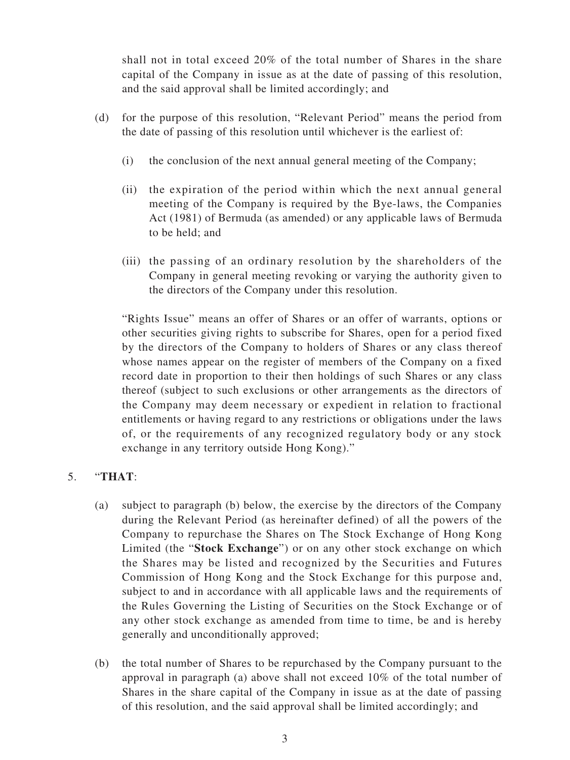shall not in total exceed 20% of the total number of Shares in the share capital of the Company in issue as at the date of passing of this resolution, and the said approval shall be limited accordingly; and

(d) for the purpose of this resolution, "Relevant Period" means the period from the date of passing of this resolution until whichever is the earliest of:

   (i) the conclusion of the next annual general meeting of the Company;

   (ii) the expiration of the period within which the next annual general meeting of the Company is required by the Bye-laws, the Companies Act (1981) of Bermuda (as amended) or any applicable laws of Bermuda to be held; and

   (iii) the passing of an ordinary resolution by the shareholders of the Company in general meeting revoking or varying the authority given to the directors of the Company under this resolution.

"Rights Issue" means an offer of Shares or an offer of warrants, options or other securities giving rights to subscribe for Shares, open for a period fixed by the directors of the Company to holders of Shares or any class thereof whose names appear on the register of members of the Company on a fixed record date in proportion to their then holdings of such Shares or any class thereof (subject to such exclusions or other arrangements as the directors of the Company may deem necessary or expedient in relation to fractional entitlements or having regard to any restrictions or obligations under the laws of, or the requirements of any recognized regulatory body or any stock exchange in any territory outside Hong Kong)."

5. "**THAT**:

(a) subject to paragraph (b) below, the exercise by the directors of the Company during the Relevant Period (as hereinafter defined) of all the powers of the Company to repurchase the Shares on The Stock Exchange of Hong Kong Limited (the "**Stock Exchange**") or on any other stock exchange on which the Shares may be listed and recognized by the Securities and Futures Commission of Hong Kong and the Stock Exchange for this purpose and, subject to and in accordance with all applicable laws and the requirements of the Rules Governing the Listing of Securities on the Stock Exchange or of any other stock exchange as amended from time to time, be and is hereby generally and unconditionally approved;

(b) the total number of Shares to be repurchased by the Company pursuant to the approval in paragraph (a) above shall not exceed 10% of the total number of Shares in the share capital of the Company in issue as at the date of passing of this resolution, and the said approval shall be limited accordingly; and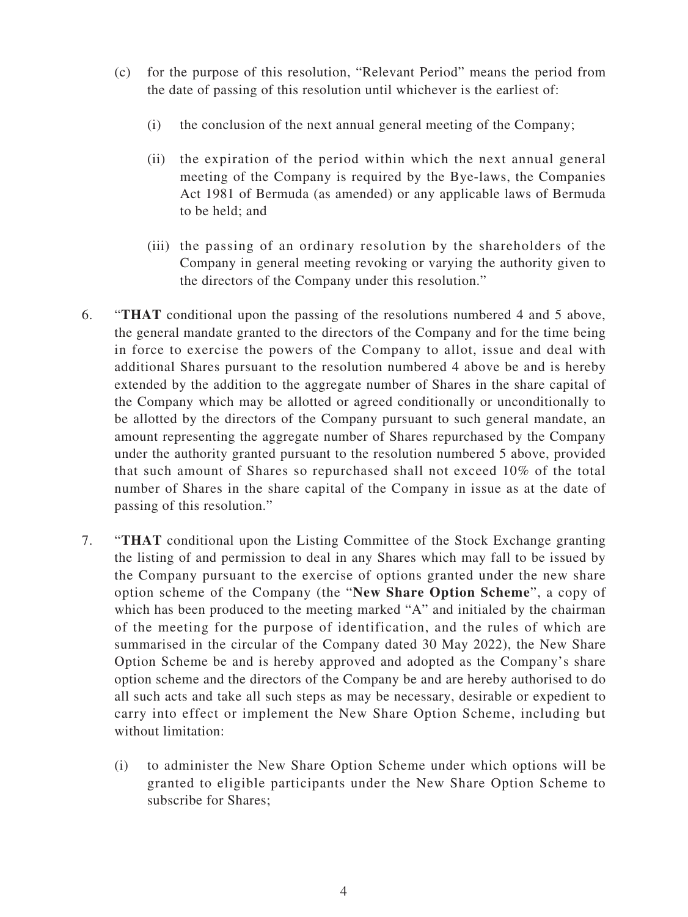(c) for the purpose of this resolution, "Relevant Period" means the period from the date of passing of this resolution until whichever is the earliest of:

   (i) the conclusion of the next annual general meeting of the Company;

   (ii) the expiration of the period within which the next annual general meeting of the Company is required by the Bye-laws, the Companies Act 1981 of Bermuda (as amended) or any applicable laws of Bermuda to be held; and

   (iii) the passing of an ordinary resolution by the shareholders of the Company in general meeting revoking or varying the authority given to the directors of the Company under this resolution."

6. "**THAT** conditional upon the passing of the resolutions numbered 4 and 5 above, the general mandate granted to the directors of the Company and for the time being in force to exercise the powers of the Company to allot, issue and deal with additional Shares pursuant to the resolution numbered 4 above be and is hereby extended by the addition to the aggregate number of Shares in the share capital of the Company which may be allotted or agreed conditionally or unconditionally to be allotted by the directors of the Company pursuant to such general mandate, an amount representing the aggregate number of Shares repurchased by the Company under the authority granted pursuant to the resolution numbered 5 above, provided that such amount of Shares so repurchased shall not exceed 10% of the total number of Shares in the share capital of the Company in issue as at the date of passing of this resolution."

7. "**THAT** conditional upon the Listing Committee of the Stock Exchange granting the listing of and permission to deal in any Shares which may fall to be issued by the Company pursuant to the exercise of options granted under the new share option scheme of the Company (the "**New Share Option Scheme**", a copy of which has been produced to the meeting marked "A" and initialed by the chairman of the meeting for the purpose of identification, and the rules of which are summarised in the circular of the Company dated 30 May 2022), the New Share Option Scheme be and is hereby approved and adopted as the Company's share option scheme and the directors of the Company be and are hereby authorised to do all such acts and take all such steps as may be necessary, desirable or expedient to carry into effect or implement the New Share Option Scheme, including but without limitation:

   (i) to administer the New Share Option Scheme under which options will be granted to eligible participants under the New Share Option Scheme to subscribe for Shares;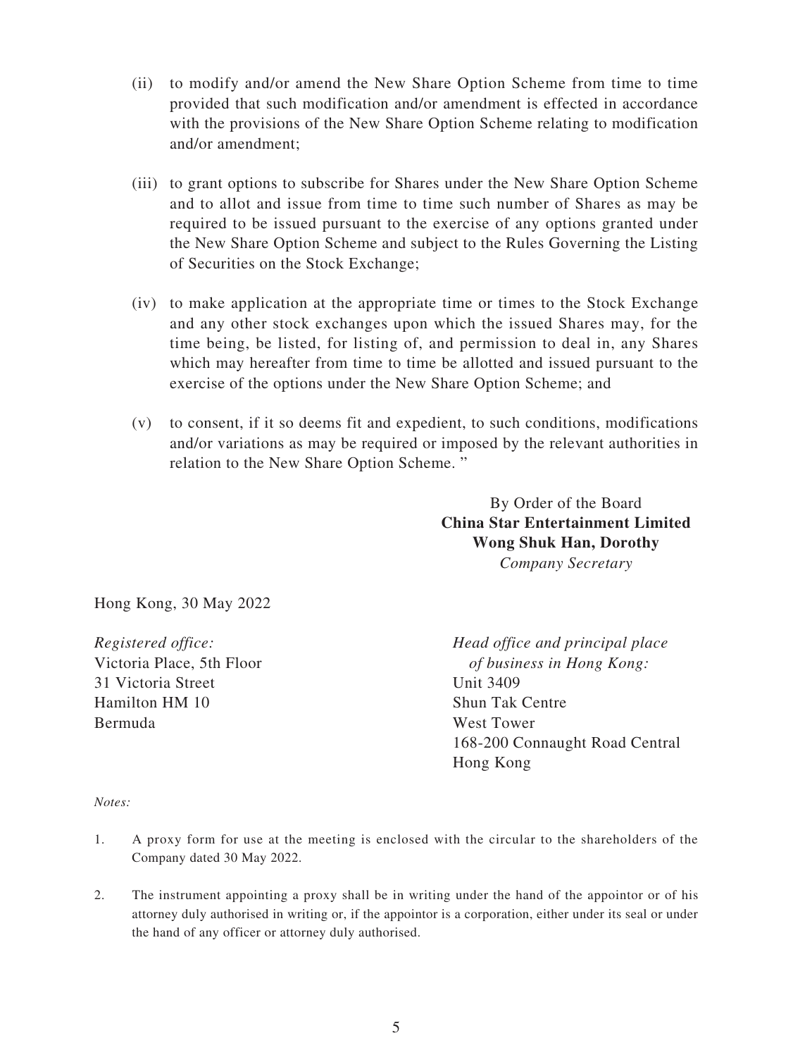(ii) to modify and/or amend the New Share Option Scheme from time to time provided that such modification and/or amendment is effected in accordance with the provisions of the New Share Option Scheme relating to modification and/or amendment;

(iii) to grant options to subscribe for Shares under the New Share Option Scheme and to allot and issue from time to time such number of Shares as may be required to be issued pursuant to the exercise of any options granted under the New Share Option Scheme and subject to the Rules Governing the Listing of Securities on the Stock Exchange;

(iv) to make application at the appropriate time or times to the Stock Exchange and any other stock exchanges upon which the issued Shares may, for the time being, be listed, for listing of, and permission to deal in, any Shares which may hereafter from time to time be allotted and issued pursuant to the exercise of the options under the New Share Option Scheme; and

(v) to consent, if it so deems fit and expedient, to such conditions, modifications and/or variations as may be required or imposed by the relevant authorities in relation to the New Share Option Scheme. "

By Order of the Board
**China Star Entertainment Limited**
**Wong Shuk Han, Dorothy**
*Company Secretary*

Hong Kong, 30 May 2022

*Registered office:*
Victoria Place, 5th Floor
31 Victoria Street
Hamilton HM 10
Bermuda

*Head office and principal place of business in Hong Kong:*
Unit 3409
Shun Tak Centre
West Tower
168-200 Connaught Road Central
Hong Kong

*Notes:*

1. A proxy form for use at the meeting is enclosed with the circular to the shareholders of the Company dated 30 May 2022.

2. The instrument appointing a proxy shall be in writing under the hand of the appointor or of his attorney duly authorised in writing or, if the appointor is a corporation, either under its seal or under the hand of any officer or attorney duly authorised.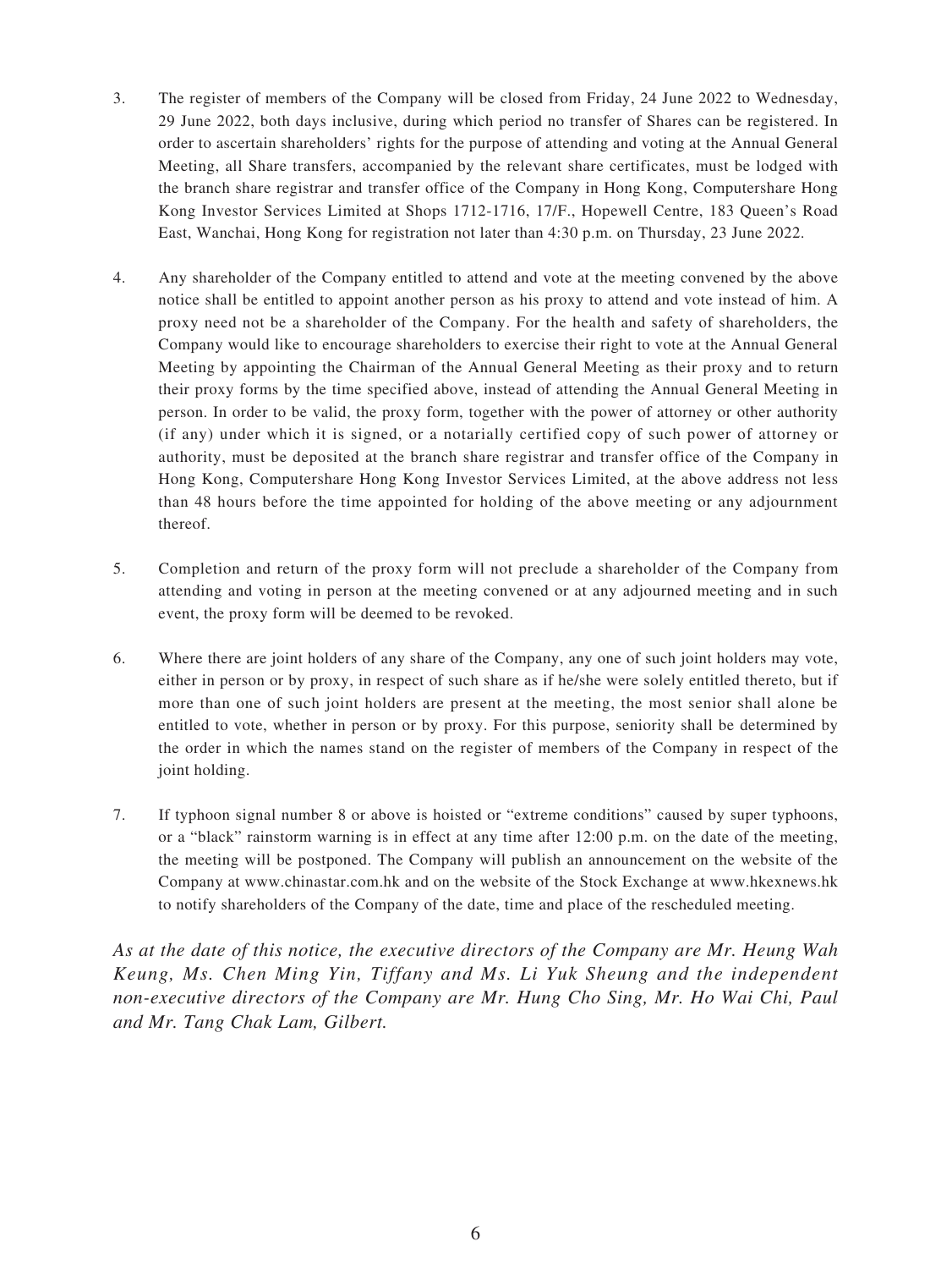3. The register of members of the Company will be closed from Friday, 24 June 2022 to Wednesday, 29 June 2022, both days inclusive, during which period no transfer of Shares can be registered. In order to ascertain shareholders' rights for the purpose of attending and voting at the Annual General Meeting, all Share transfers, accompanied by the relevant share certificates, must be lodged with the branch share registrar and transfer office of the Company in Hong Kong, Computershare Hong Kong Investor Services Limited at Shops 1712-1716, 17/F., Hopewell Centre, 183 Queen's Road East, Wanchai, Hong Kong for registration not later than 4:30 p.m. on Thursday, 23 June 2022.

4. Any shareholder of the Company entitled to attend and vote at the meeting convened by the above notice shall be entitled to appoint another person as his proxy to attend and vote instead of him. A proxy need not be a shareholder of the Company. For the health and safety of shareholders, the Company would like to encourage shareholders to exercise their right to vote at the Annual General Meeting by appointing the Chairman of the Annual General Meeting as their proxy and to return their proxy forms by the time specified above, instead of attending the Annual General Meeting in person. In order to be valid, the proxy form, together with the power of attorney or other authority (if any) under which it is signed, or a notarially certified copy of such power of attorney or authority, must be deposited at the branch share registrar and transfer office of the Company in Hong Kong, Computershare Hong Kong Investor Services Limited, at the above address not less than 48 hours before the time appointed for holding of the above meeting or any adjournment thereof.

5. Completion and return of the proxy form will not preclude a shareholder of the Company from attending and voting in person at the meeting convened or at any adjourned meeting and in such event, the proxy form will be deemed to be revoked.

6. Where there are joint holders of any share of the Company, any one of such joint holders may vote, either in person or by proxy, in respect of such share as if he/she were solely entitled thereto, but if more than one of such joint holders are present at the meeting, the most senior shall alone be entitled to vote, whether in person or by proxy. For this purpose, seniority shall be determined by the order in which the names stand on the register of members of the Company in respect of the joint holding.

7. If typhoon signal number 8 or above is hoisted or "extreme conditions" caused by super typhoons, or a "black" rainstorm warning is in effect at any time after 12:00 p.m. on the date of the meeting, the meeting will be postponed. The Company will publish an announcement on the website of the Company at www.chinastar.com.hk and on the website of the Stock Exchange at www.hkexnews.hk to notify shareholders of the Company of the date, time and place of the rescheduled meeting.

*As at the date of this notice, the executive directors of the Company are Mr. Heung Wah Keung, Ms. Chen Ming Yin, Tiffany and Ms. Li Yuk Sheung and the independent non-executive directors of the Company are Mr. Hung Cho Sing, Mr. Ho Wai Chi, Paul and Mr. Tang Chak Lam, Gilbert.*